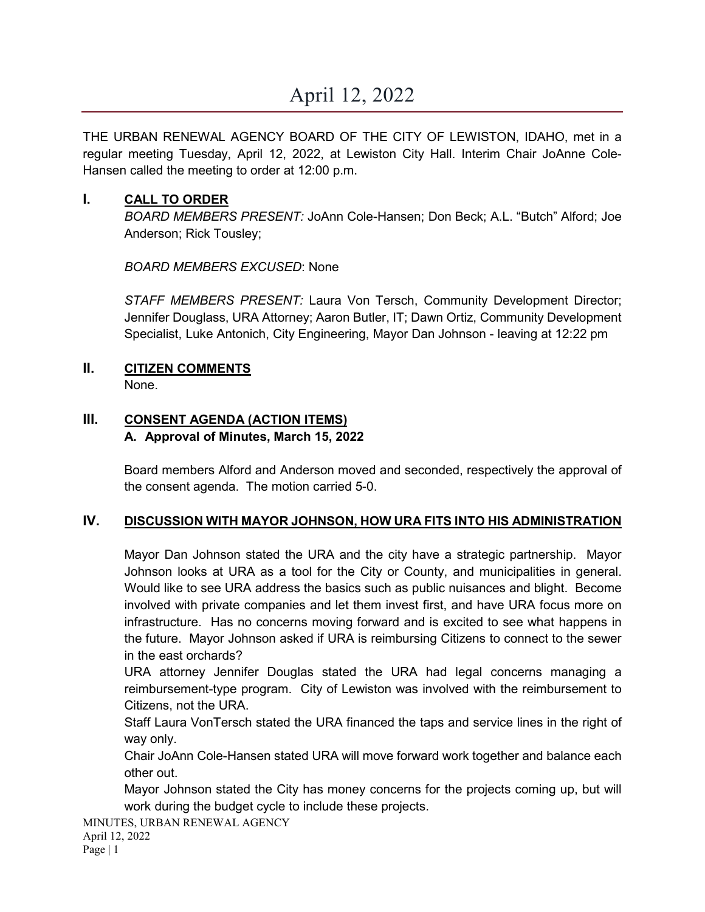# April 12, 2022

THE URBAN RENEWAL AGENCY BOARD OF THE CITY OF LEWISTON, IDAHO, met in a regular meeting Tuesday, April 12, 2022, at Lewiston City Hall. Interim Chair JoAnne Cole-Hansen called the meeting to order at 12:00 p.m.

## I. CALL TO ORDER

*BOARD MEMBERS PRESENT:* JoAnn Cole-Hansen; Don Beck; A.L. "Butch" Alford; Joe Anderson; Rick Tousley;

*BOARD MEMBERS EXCUSED*: None

*STAFF MEMBERS PRESENT:* Laura Von Tersch, Community Development Director; Jennifer Douglass, URA Attorney; Aaron Butler, IT; Dawn Ortiz, Community Development Specialist, Luke Antonich, City Engineering, Mayor Dan Johnson - leaving at 12:22 pm

## II. CITIZEN COMMENTS

None.

## III. CONSENT AGENDA (ACTION ITEMS)

**A. Approval of Minutes, March 15, 2022**

Board members Alford and Anderson moved and seconded, respectively the approval of the consent agenda. The motion carried 5-0.

## IV. DISCUSSION WITH MAYOR JOHNSON, HOW URA FITS INTO HIS ADMINISTRATION

Mayor Dan Johnson stated the URA and the city have a strategic partnership. Mayor Johnson looks at URA as a tool for the City or County, and municipalities in general. Would like to see URA address the basics such as public nuisances and blight. Become involved with private companies and let them invest first, and have URA focus more on infrastructure. Has no concerns moving forward and is excited to see what happens in the future. Mayor Johnson asked if URA is reimbursing Citizens to connect to the sewer in the east orchards?

URA attorney Jennifer Douglas stated the URA had legal concerns managing a reimbursement-type program. City of Lewiston was involved with the reimbursement to Citizens, not the URA.

Staff Laura VonTersch stated the URA financed the taps and service lines in the right of way only.

Chair JoAnn Cole-Hansen stated URA will move forward work together and balance each other out.

Mayor Johnson stated the City has money concerns for the projects coming up, but will work during the budget cycle to include these projects.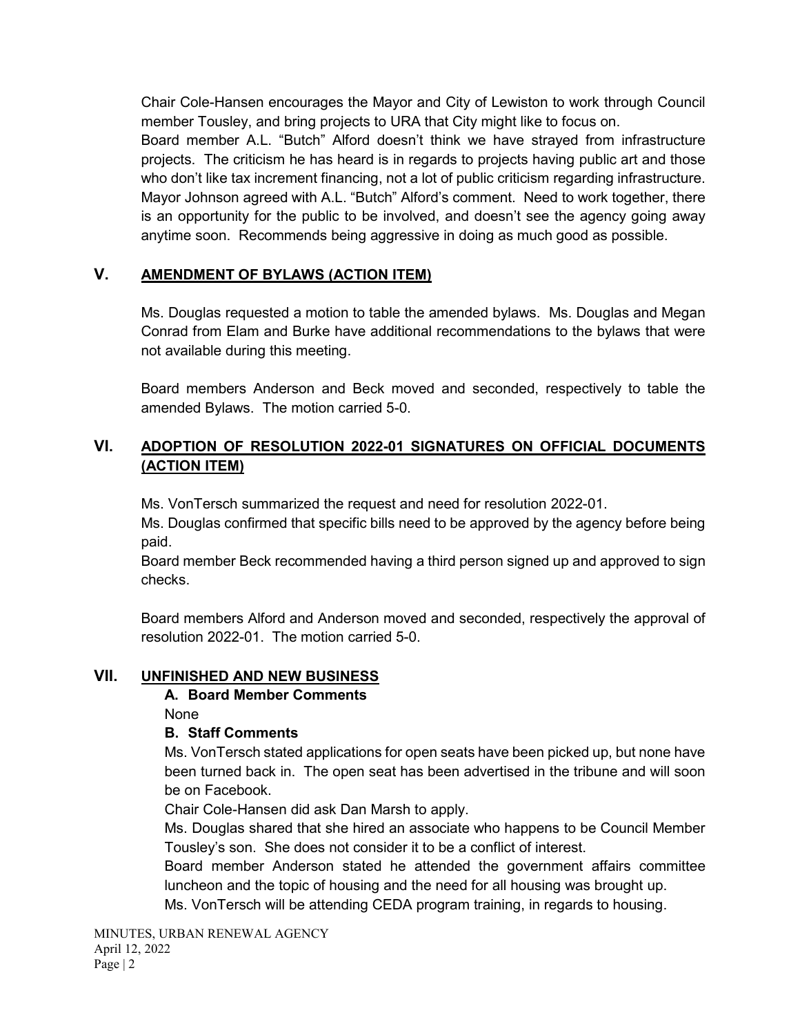Chair Cole-Hansen encourages the Mayor and City of Lewiston to work through Council member Tousley, and bring projects to URA that City might like to focus on.
Board member A.L. "Butch" Alford doesn't think we have strayed from infrastructure projects. The criticism he has heard is in regards to projects having public art and those who don't like tax increment financing, not a lot of public criticism regarding infrastructure.
Mayor Johnson agreed with A.L. "Butch" Alford's comment. Need to work together, there is an opportunity for the public to be involved, and doesn't see the agency going away anytime soon. Recommends being aggressive in doing as much good as possible.

## V. AMENDMENT OF BYLAWS (ACTION ITEM)

Ms. Douglas requested a motion to table the amended bylaws. Ms. Douglas and Megan Conrad from Elam and Burke have additional recommendations to the bylaws that were not available during this meeting.

Board members Anderson and Beck moved and seconded, respectively to table the amended Bylaws. The motion carried 5-0.

## VI. ADOPTION OF RESOLUTION 2022-01 SIGNATURES ON OFFICIAL DOCUMENTS (ACTION ITEM)

Ms. VonTersch summarized the request and need for resolution 2022-01.
Ms. Douglas confirmed that specific bills need to be approved by the agency before being paid.
Board member Beck recommended having a third person signed up and approved to sign checks.

Board members Alford and Anderson moved and seconded, respectively the approval of resolution 2022-01. The motion carried 5-0.

## VII. UNFINISHED AND NEW BUSINESS

### A. Board Member Comments

None

### B. Staff Comments

Ms. VonTersch stated applications for open seats have been picked up, but none have been turned back in. The open seat has been advertised in the tribune and will soon be on Facebook.
Chair Cole-Hansen did ask Dan Marsh to apply.
Ms. Douglas shared that she hired an associate who happens to be Council Member Tousley's son. She does not consider it to be a conflict of interest.
Board member Anderson stated he attended the government affairs committee luncheon and the topic of housing and the need for all housing was brought up.
Ms. VonTersch will be attending CEDA program training, in regards to housing.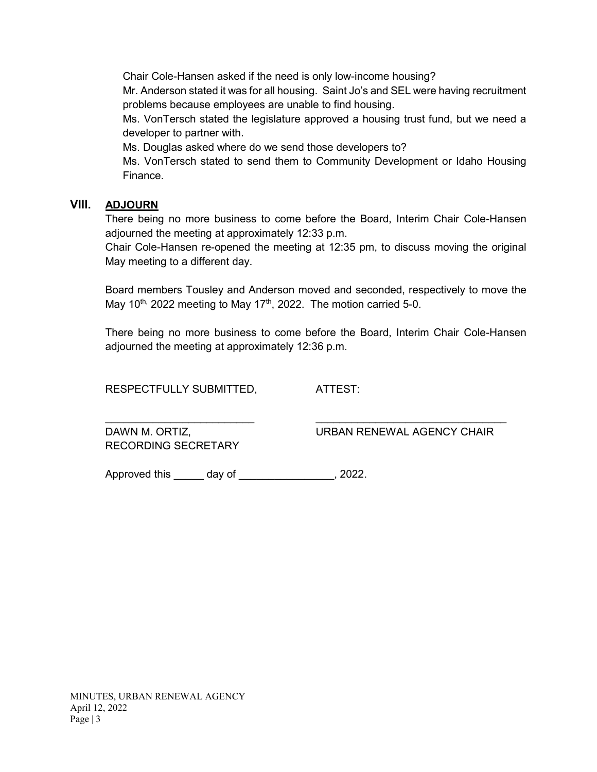Chair Cole-Hansen asked if the need is only low-income housing?

Mr. Anderson stated it was for all housing. Saint Jo's and SEL were having recruitment problems because employees are unable to find housing.

Ms. VonTersch stated the legislature approved a housing trust fund, but we need a developer to partner with.

Ms. Douglas asked where do we send those developers to?

Ms. VonTersch stated to send them to Community Development or Idaho Housing Finance.

## VIII. ADJOURN

There being no more business to come before the Board, Interim Chair Cole-Hansen adjourned the meeting at approximately 12:33 p.m.

Chair Cole-Hansen re-opened the meeting at 12:35 pm, to discuss moving the original May meeting to a different day.

Board members Tousley and Anderson moved and seconded, respectively to move the May 10th, 2022 meeting to May 17th, 2022. The motion carried 5-0.

There being no more business to come before the Board, Interim Chair Cole-Hansen adjourned the meeting at approximately 12:36 p.m.

RESPECTFULLY SUBMITTED,

\_\_\_\_\_\_\_\_\_\_\_\_\_\_\_\_\_\_\_\_\_\_\_\_\_\_

DAWN M. ORTIZ,
RECORDING SECRETARY

ATTEST:

\_\_\_\_\_\_\_\_\_\_\_\_\_\_\_\_\_\_\_\_\_\_\_\_\_\_\_\_\_\_\_\_\_

URBAN RENEWAL AGENCY CHAIR

Approved this \_\_\_\_\_ day of \_\_\_\_\_\_\_\_\_\_\_\_\_\_\_\_, 2022.